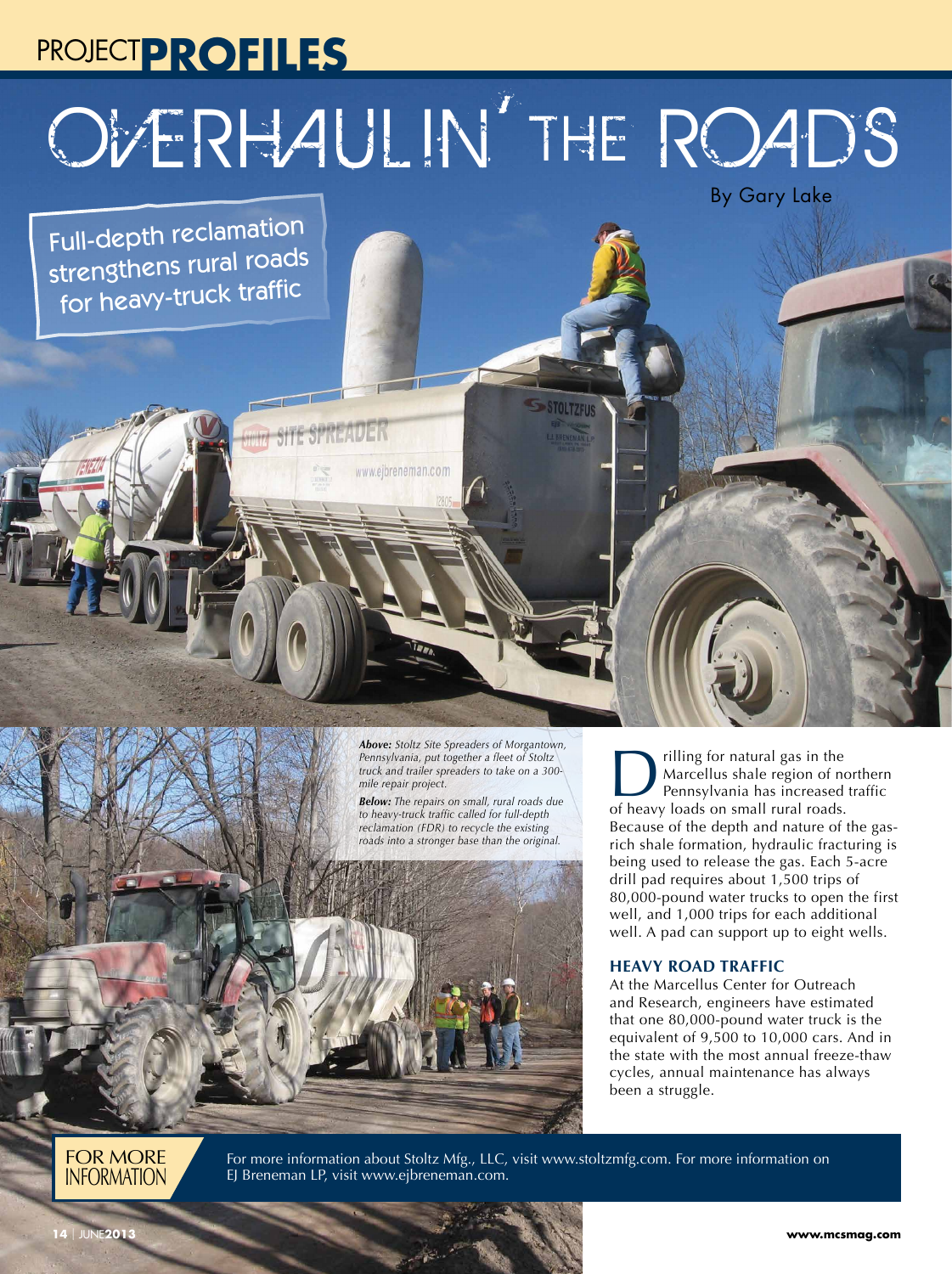PROJECT **PROFILES**

# OVERHAULIN' THE ROADS

By Gary Lake

## Full-depth reclamation strengthens rural roads for heavy-truck traffic

***Above:*** *Stoltz Site Spreaders of Morgantown, Pennsylvania, put together a fleet of Stoltz truck and trailer spreaders to take on a 300-mile repair project.*

***Below:*** *The repairs on small, rural roads due to heavy-truck traffic called for full-depth reclamation (FDR) to recycle the existing roads into a stronger base than the original.*

Drilling for natural gas in the Marcellus shale region of northern Pennsylvania has increased traffic of heavy loads on small rural roads. Because of the depth and nature of the gas-rich shale formation, hydraulic fracturing is being used to release the gas. Each 5-acre drill pad requires about 1,500 trips of 80,000-pound water trucks to open the first well, and 1,000 trips for each additional well. A pad can support up to eight wells.

### HEAVY ROAD TRAFFIC

At the Marcellus Center for Outreach and Research, engineers have estimated that one 80,000-pound water truck is the equivalent of 9,500 to 10,000 cars. And in the state with the most annual freeze-thaw cycles, annual maintenance has always been a struggle.

**FOR MORE INFORMATION**

For more information about Stoltz Mfg., LLC, visit www.stoltzmfg.com. For more information on EJ Breneman LP, visit www.ejbreneman.com.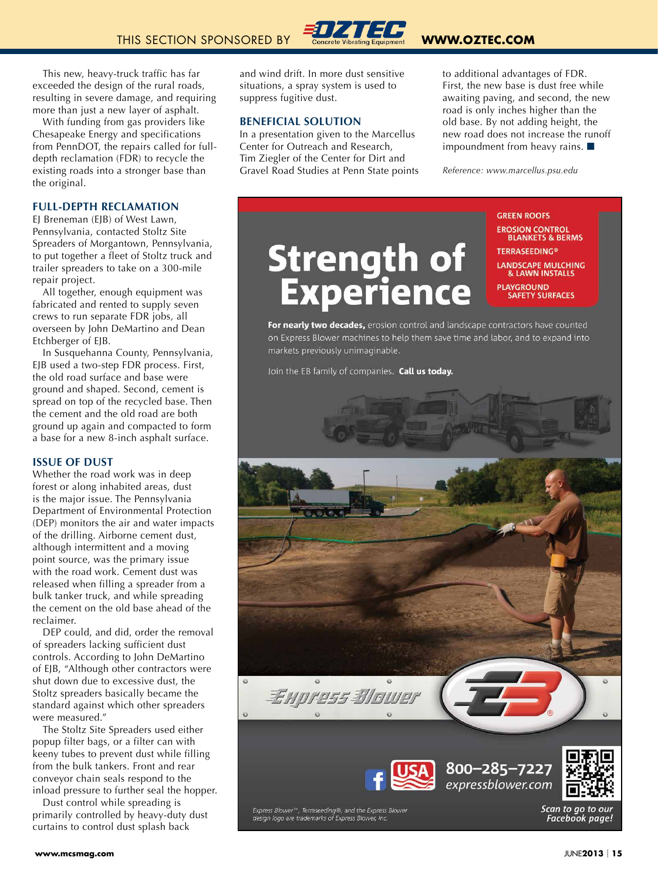This new, heavy-truck traffic has far exceeded the design of the rural roads, resulting in severe damage, and requiring more than just a new layer of asphalt.

With funding from gas providers like Chesapeake Energy and specifications from PennDOT, the repairs called for full-depth reclamation (FDR) to recycle the existing roads into a stronger base than the original.

### FULL-DEPTH RECLAMATION

EJ Breneman (EJB) of West Lawn, Pennsylvania, contacted Stoltz Site Spreaders of Morgantown, Pennsylvania, to put together a fleet of Stoltz truck and trailer spreaders to take on a 300-mile repair project.

All together, enough equipment was fabricated and rented to supply seven crews to run separate FDR jobs, all overseen by John DeMartino and Dean Etchberger of EJB.

In Susquehanna County, Pennsylvania, EJB used a two-step FDR process. First, the old road surface and base were ground and shaped. Second, cement is spread on top of the recycled base. Then the cement and the old road are both ground up again and compacted to form a base for a new 8-inch asphalt surface.

### ISSUE OF DUST

Whether the road work was in deep forest or along inhabited areas, dust is the major issue. The Pennsylvania Department of Environmental Protection (DEP) monitors the air and water impacts of the drilling. Airborne cement dust, although intermittent and a moving point source, was the primary issue with the road work. Cement dust was released when filling a spreader from a bulk tanker truck, and while spreading the cement on the old base ahead of the reclaimer.

DEP could, and did, order the removal of spreaders lacking sufficient dust controls. According to John DeMartino of EJB, "Although other contractors were shut down due to excessive dust, the Stoltz spreaders basically became the standard against which other spreaders were measured."

The Stoltz Site Spreaders used either popup filter bags, or a filter can with keeny tubes to prevent dust while filling from the bulk tankers. Front and rear conveyor chain seals respond to the inload pressure to further seal the hopper.

Dust control while spreading is primarily controlled by heavy-duty dust curtains to control dust splash back and wind drift. In more dust sensitive situations, a spray system is used to suppress fugitive dust.

### BENEFICIAL SOLUTION

In a presentation given to the Marcellus Center for Outreach and Research, Tim Ziegler of the Center for Dirt and Gravel Road Studies at Penn State points to additional advantages of FDR. First, the new base is dust free while awaiting paving, and second, the new road is only inches higher than the old base. By not adding height, the new road does not increase the runoff impoundment from heavy rains. ■

*Reference: www.marcellus.psu.edu*

# Strength of Experience

GREEN ROOFS
EROSION CONTROL BLANKETS & BERMS
TERRASEEDING®
LANDSCAPE MULCHING & LAWN INSTALLS
PLAYGROUND SAFETY SURFACES

**For nearly two decades,** erosion control and landscape contractors have counted on Express Blower machines to help them save time and labor, and to expand into markets previously unimaginable.

Join the EB family of companies. **Call us today.**

Express Blower

800–285–7227
expressblower.com

Scan to go to our Facebook page!

Express Blower™, Terraseeding®, and the Express Blower design logo are trademarks of Express Blower, Inc.